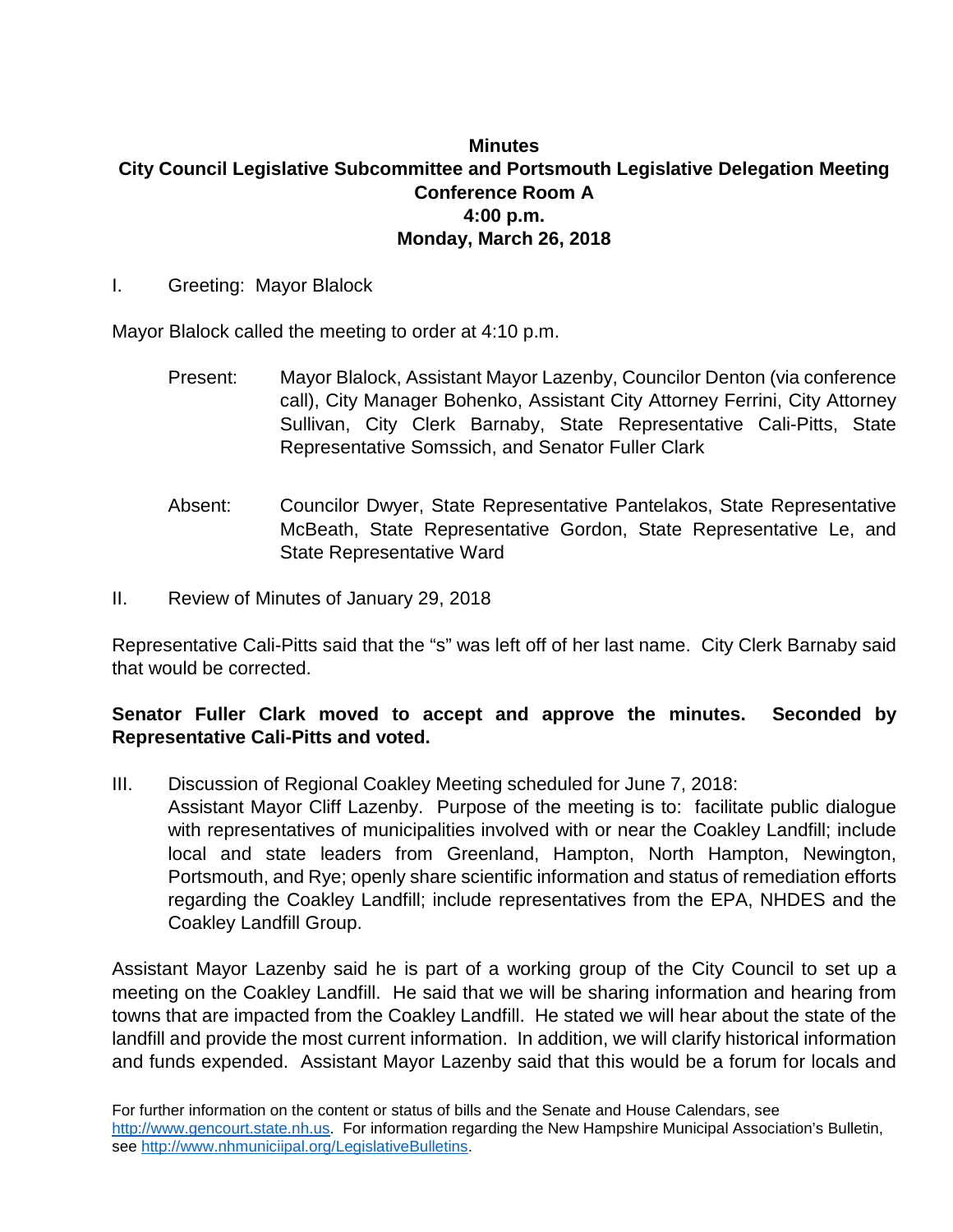**Minutes**
**City Council Legislative Subcommittee and Portsmouth Legislative Delegation Meeting**
**Conference Room A**
**4:00 p.m.**
**Monday, March 26, 2018**

I. Greeting: Mayor Blalock

Mayor Blalock called the meeting to order at 4:10 p.m.

Present: Mayor Blalock, Assistant Mayor Lazenby, Councilor Denton (via conference call), City Manager Bohenko, Assistant City Attorney Ferrini, City Attorney Sullivan, City Clerk Barnaby, State Representative Cali-Pitts, State Representative Somssich, and Senator Fuller Clark

Absent: Councilor Dwyer, State Representative Pantelakos, State Representative McBeath, State Representative Gordon, State Representative Le, and State Representative Ward

II. Review of Minutes of January 29, 2018

Representative Cali-Pitts said that the "s" was left off of her last name. City Clerk Barnaby said that would be corrected.

**Senator Fuller Clark moved to accept and approve the minutes. Seconded by Representative Cali-Pitts and voted.**

III. Discussion of Regional Coakley Meeting scheduled for June 7, 2018:
Assistant Mayor Cliff Lazenby. Purpose of the meeting is to: facilitate public dialogue with representatives of municipalities involved with or near the Coakley Landfill; include local and state leaders from Greenland, Hampton, North Hampton, Newington, Portsmouth, and Rye; openly share scientific information and status of remediation efforts regarding the Coakley Landfill; include representatives from the EPA, NHDES and the Coakley Landfill Group.

Assistant Mayor Lazenby said he is part of a working group of the City Council to set up a meeting on the Coakley Landfill. He said that we will be sharing information and hearing from towns that are impacted from the Coakley Landfill. He stated we will hear about the state of the landfill and provide the most current information. In addition, we will clarify historical information and funds expended. Assistant Mayor Lazenby said that this would be a forum for locals and

For further information on the content or status of bills and the Senate and House Calendars, see http://www.gencourt.state.nh.us. For information regarding the New Hampshire Municipal Association's Bulletin, see http://www.nhmuniciipal.org/LegislativeBulletins.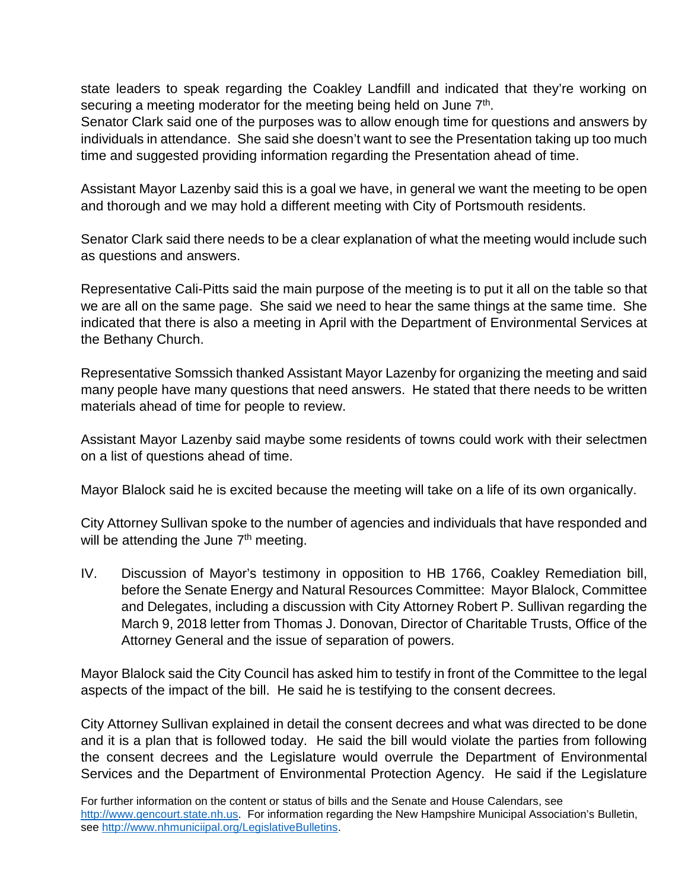state leaders to speak regarding the Coakley Landfill and indicated that they're working on securing a meeting moderator for the meeting being held on June 7th.
Senator Clark said one of the purposes was to allow enough time for questions and answers by individuals in attendance. She said she doesn't want to see the Presentation taking up too much time and suggested providing information regarding the Presentation ahead of time.

Assistant Mayor Lazenby said this is a goal we have, in general we want the meeting to be open and thorough and we may hold a different meeting with City of Portsmouth residents.

Senator Clark said there needs to be a clear explanation of what the meeting would include such as questions and answers.

Representative Cali-Pitts said the main purpose of the meeting is to put it all on the table so that we are all on the same page. She said we need to hear the same things at the same time. She indicated that there is also a meeting in April with the Department of Environmental Services at the Bethany Church.

Representative Somssich thanked Assistant Mayor Lazenby for organizing the meeting and said many people have many questions that need answers. He stated that there needs to be written materials ahead of time for people to review.

Assistant Mayor Lazenby said maybe some residents of towns could work with their selectmen on a list of questions ahead of time.

Mayor Blalock said he is excited because the meeting will take on a life of its own organically.

City Attorney Sullivan spoke to the number of agencies and individuals that have responded and will be attending the June 7th meeting.

IV. Discussion of Mayor's testimony in opposition to HB 1766, Coakley Remediation bill, before the Senate Energy and Natural Resources Committee: Mayor Blalock, Committee and Delegates, including a discussion with City Attorney Robert P. Sullivan regarding the March 9, 2018 letter from Thomas J. Donovan, Director of Charitable Trusts, Office of the Attorney General and the issue of separation of powers.

Mayor Blalock said the City Council has asked him to testify in front of the Committee to the legal aspects of the impact of the bill. He said he is testifying to the consent decrees.

City Attorney Sullivan explained in detail the consent decrees and what was directed to be done and it is a plan that is followed today. He said the bill would violate the parties from following the consent decrees and the Legislature would overrule the Department of Environmental Services and the Department of Environmental Protection Agency. He said if the Legislature

For further information on the content or status of bills and the Senate and House Calendars, see http://www.gencourt.state.nh.us. For information regarding the New Hampshire Municipal Association's Bulletin, see http://www.nhmuniciipal.org/LegislativeBulletins.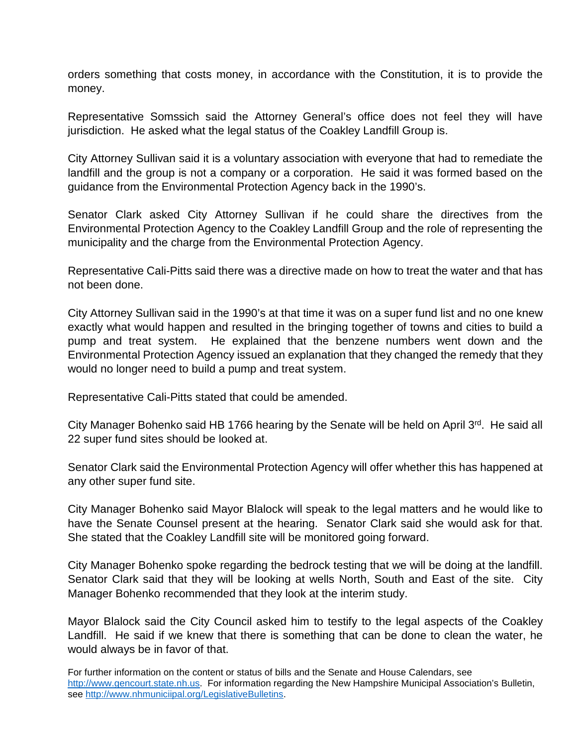orders something that costs money, in accordance with the Constitution, it is to provide the money.

Representative Somssich said the Attorney General's office does not feel they will have jurisdiction. He asked what the legal status of the Coakley Landfill Group is.

City Attorney Sullivan said it is a voluntary association with everyone that had to remediate the landfill and the group is not a company or a corporation. He said it was formed based on the guidance from the Environmental Protection Agency back in the 1990's.

Senator Clark asked City Attorney Sullivan if he could share the directives from the Environmental Protection Agency to the Coakley Landfill Group and the role of representing the municipality and the charge from the Environmental Protection Agency.

Representative Cali-Pitts said there was a directive made on how to treat the water and that has not been done.

City Attorney Sullivan said in the 1990's at that time it was on a super fund list and no one knew exactly what would happen and resulted in the bringing together of towns and cities to build a pump and treat system. He explained that the benzene numbers went down and the Environmental Protection Agency issued an explanation that they changed the remedy that they would no longer need to build a pump and treat system.

Representative Cali-Pitts stated that could be amended.

City Manager Bohenko said HB 1766 hearing by the Senate will be held on April 3rd. He said all 22 super fund sites should be looked at.

Senator Clark said the Environmental Protection Agency will offer whether this has happened at any other super fund site.

City Manager Bohenko said Mayor Blalock will speak to the legal matters and he would like to have the Senate Counsel present at the hearing. Senator Clark said she would ask for that. She stated that the Coakley Landfill site will be monitored going forward.

City Manager Bohenko spoke regarding the bedrock testing that we will be doing at the landfill. Senator Clark said that they will be looking at wells North, South and East of the site. City Manager Bohenko recommended that they look at the interim study.

Mayor Blalock said the City Council asked him to testify to the legal aspects of the Coakley Landfill. He said if we knew that there is something that can be done to clean the water, he would always be in favor of that.

For further information on the content or status of bills and the Senate and House Calendars, see http://www.gencourt.state.nh.us. For information regarding the New Hampshire Municipal Association's Bulletin, see http://www.nhmuniciipal.org/LegislativeBulletins.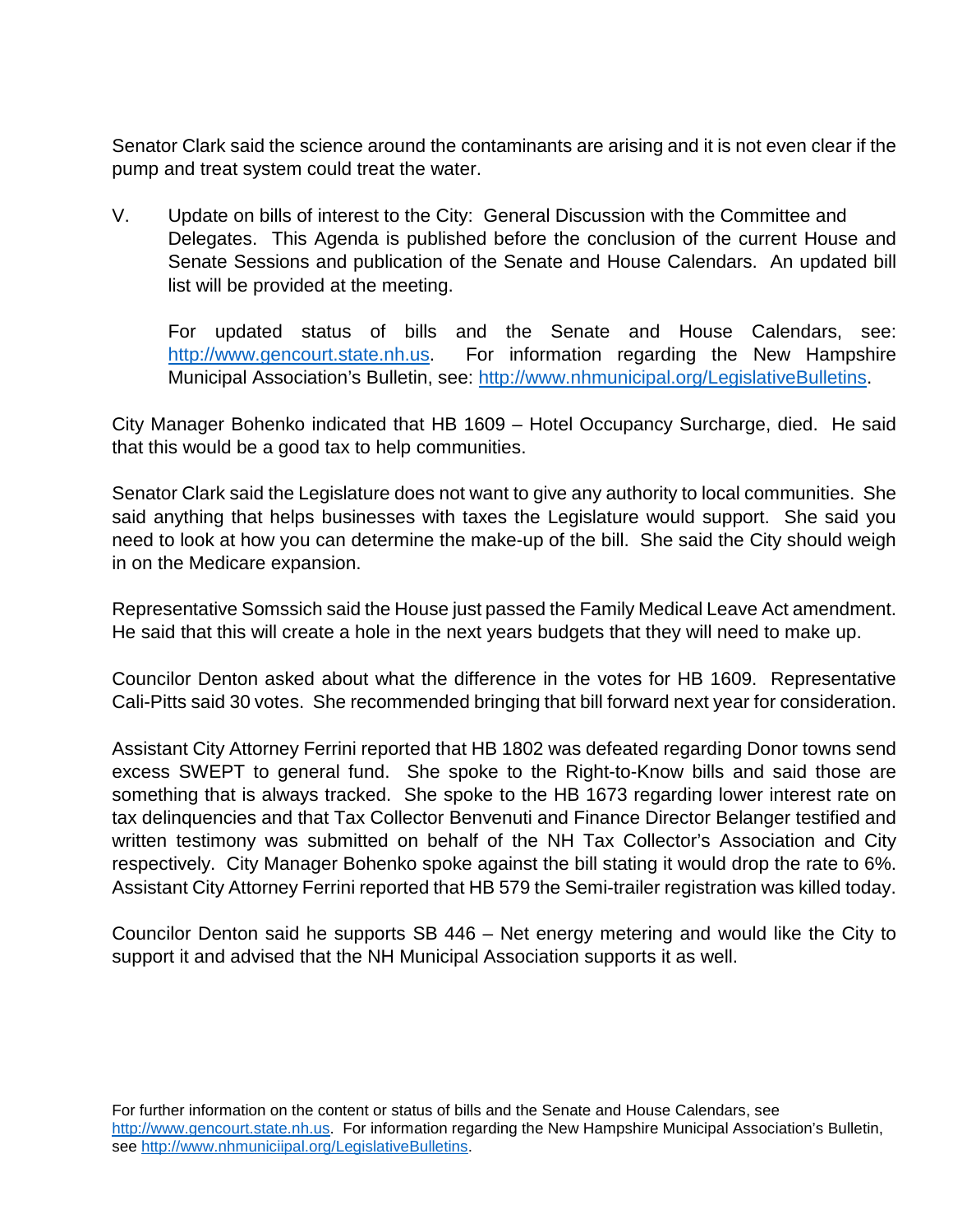Senator Clark said the science around the contaminants are arising and it is not even clear if the pump and treat system could treat the water.

V. Update on bills of interest to the City: General Discussion with the Committee and Delegates. This Agenda is published before the conclusion of the current House and Senate Sessions and publication of the Senate and House Calendars. An updated bill list will be provided at the meeting.

For updated status of bills and the Senate and House Calendars, see: http://www.gencourt.state.nh.us. For information regarding the New Hampshire Municipal Association's Bulletin, see: http://www.nhmunicipal.org/LegislativeBulletins.

City Manager Bohenko indicated that HB 1609 – Hotel Occupancy Surcharge, died. He said that this would be a good tax to help communities.

Senator Clark said the Legislature does not want to give any authority to local communities. She said anything that helps businesses with taxes the Legislature would support. She said you need to look at how you can determine the make-up of the bill. She said the City should weigh in on the Medicare expansion.

Representative Somssich said the House just passed the Family Medical Leave Act amendment. He said that this will create a hole in the next years budgets that they will need to make up.

Councilor Denton asked about what the difference in the votes for HB 1609. Representative Cali-Pitts said 30 votes. She recommended bringing that bill forward next year for consideration.

Assistant City Attorney Ferrini reported that HB 1802 was defeated regarding Donor towns send excess SWEPT to general fund. She spoke to the Right-to-Know bills and said those are something that is always tracked. She spoke to the HB 1673 regarding lower interest rate on tax delinquencies and that Tax Collector Benvenuti and Finance Director Belanger testified and written testimony was submitted on behalf of the NH Tax Collector's Association and City respectively. City Manager Bohenko spoke against the bill stating it would drop the rate to 6%. Assistant City Attorney Ferrini reported that HB 579 the Semi-trailer registration was killed today.

Councilor Denton said he supports SB 446 – Net energy metering and would like the City to support it and advised that the NH Municipal Association supports it as well.

For further information on the content or status of bills and the Senate and House Calendars, see http://www.gencourt.state.nh.us. For information regarding the New Hampshire Municipal Association's Bulletin, see http://www.nhmuniciipal.org/LegislativeBulletins.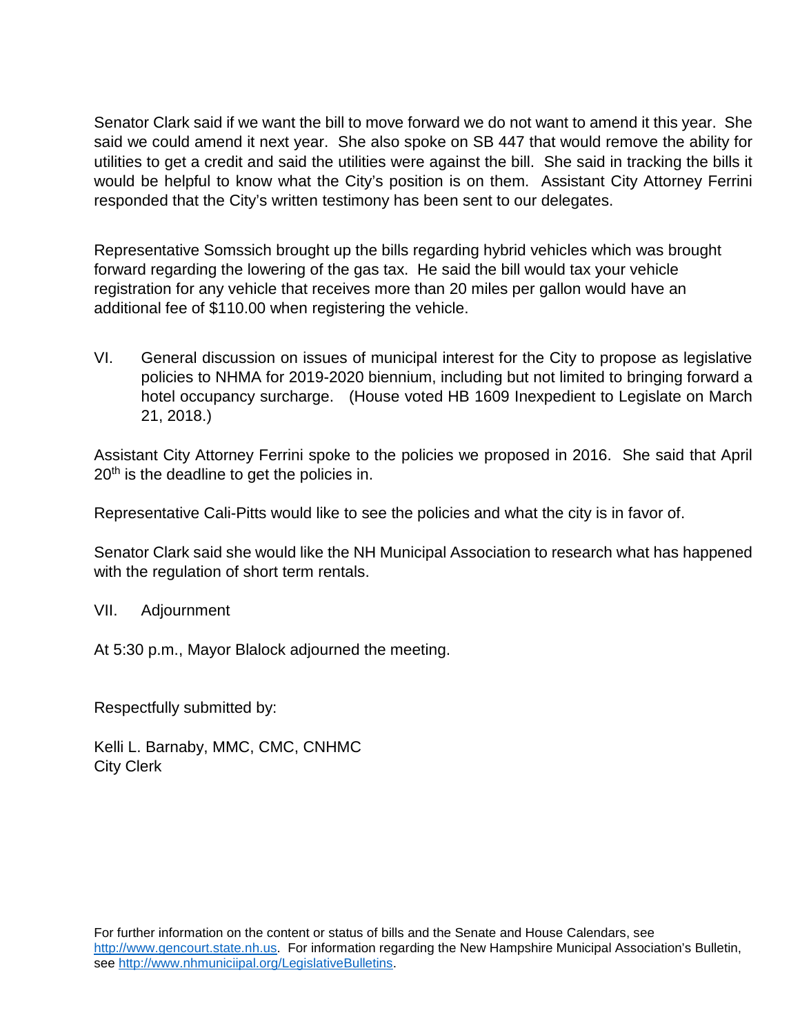Senator Clark said if we want the bill to move forward we do not want to amend it this year. She said we could amend it next year. She also spoke on SB 447 that would remove the ability for utilities to get a credit and said the utilities were against the bill. She said in tracking the bills it would be helpful to know what the City's position is on them. Assistant City Attorney Ferrini responded that the City's written testimony has been sent to our delegates.

Representative Somssich brought up the bills regarding hybrid vehicles which was brought forward regarding the lowering of the gas tax. He said the bill would tax your vehicle registration for any vehicle that receives more than 20 miles per gallon would have an additional fee of $110.00 when registering the vehicle.

VI. General discussion on issues of municipal interest for the City to propose as legislative policies to NHMA for 2019-2020 biennium, including but not limited to bringing forward a hotel occupancy surcharge. (House voted HB 1609 Inexpedient to Legislate on March 21, 2018.)

Assistant City Attorney Ferrini spoke to the policies we proposed in 2016. She said that April 20th is the deadline to get the policies in.

Representative Cali-Pitts would like to see the policies and what the city is in favor of.

Senator Clark said she would like the NH Municipal Association to research what has happened with the regulation of short term rentals.

VII. Adjournment

At 5:30 p.m., Mayor Blalock adjourned the meeting.

Respectfully submitted by:

Kelli L. Barnaby, MMC, CMC, CNHMC
City Clerk

For further information on the content or status of bills and the Senate and House Calendars, see http://www.gencourt.state.nh.us. For information regarding the New Hampshire Municipal Association's Bulletin, see http://www.nhmuniciipal.org/LegislativeBulletins.